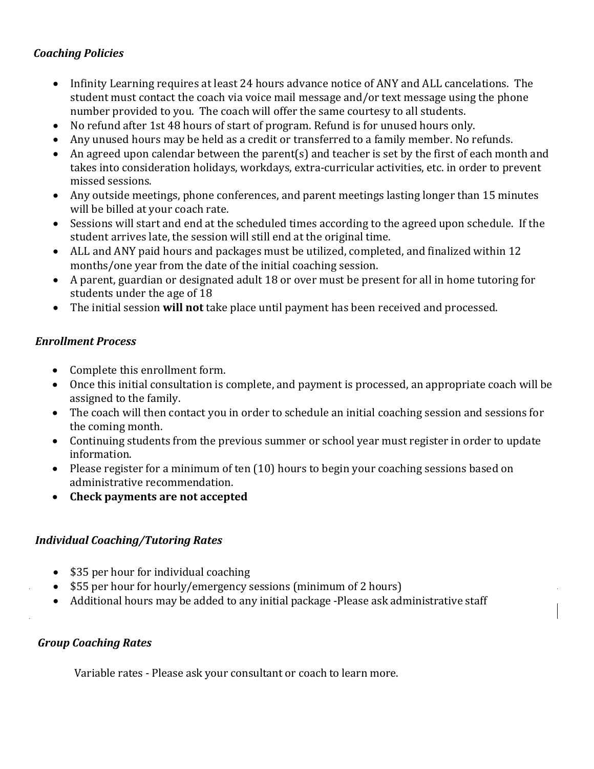### *Coaching Policies*

- Infinity Learning requires at least 24 hours advance notice of ANY and ALL cancelations. The student must contact the coach via voice mail message and/or text message using the phone number provided to you. The coach will offer the same courtesy to all students.
- No refund after 1st 48 hours of start of program. Refund is for unused hours only.
- Any unused hours may be held as a credit or transferred to a family member. No refunds.
- An agreed upon calendar between the parent(s) and teacher is set by the first of each month and takes into consideration holidays, workdays, extra-curricular activities, etc. in order to prevent missed sessions.
- Any outside meetings, phone conferences, and parent meetings lasting longer than 15 minutes will be billed at your coach rate.
- Sessions will start and end at the scheduled times according to the agreed upon schedule. If the student arrives late, the session will still end at the original time.
- ALL and ANY paid hours and packages must be utilized, completed, and finalized within 12 months/one year from the date of the initial coaching session.
- A parent, guardian or designated adult 18 or over must be present for all in home tutoring for students under the age of 18
- The initial session **will not** take place until payment has been received and processed.

### *Enrollment Process*

- Complete this enrollment form.
- Once this initial consultation is complete, and payment is processed, an appropriate coach will be assigned to the family.
- The coach will then contact you in order to schedule an initial coaching session and sessions for the coming month.
- Continuing students from the previous summer or school year must register in order to update information.
- Please register for a minimum of ten (10) hours to begin your coaching sessions based on administrative recommendation.
- **Check payments are not accepted**

### *Individual Coaching/Tutoring Rates*

- $35 per hour for individual coaching
- $55 per hour for hourly/emergency sessions (minimum of 2 hours)
- Additional hours may be added to any initial package -Please ask administrative staff

### *Group Coaching Rates*

Variable rates - Please ask your consultant or coach to learn more.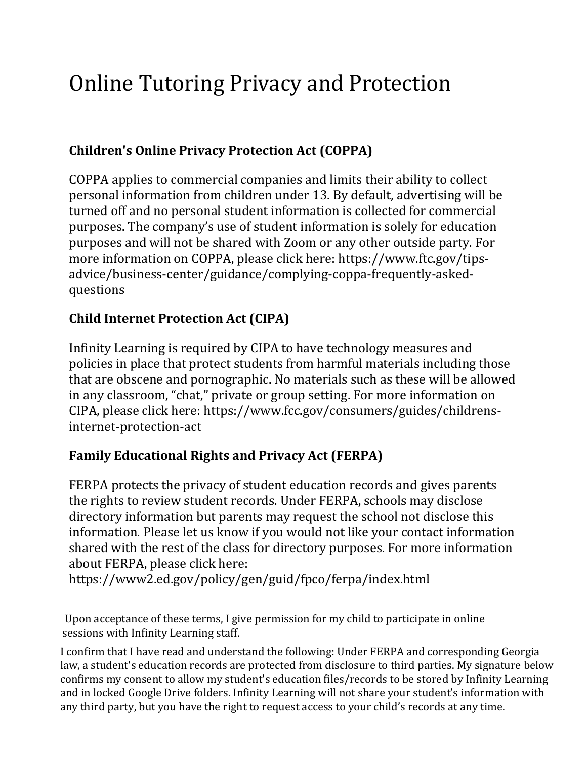# Online Tutoring Privacy and Protection

### Children's Online Privacy Protection Act (COPPA)

COPPA applies to commercial companies and limits their ability to collect personal information from children under 13. By default, advertising will be turned off and no personal student information is collected for commercial purposes. The company's use of student information is solely for education purposes and will not be shared with Zoom or any other outside party. For more information on COPPA, please click here: https://www.ftc.gov/tips-advice/business-center/guidance/complying-coppa-frequently-asked-questions

### Child Internet Protection Act (CIPA)

Infinity Learning is required by CIPA to have technology measures and policies in place that protect students from harmful materials including those that are obscene and pornographic. No materials such as these will be allowed in any classroom, "chat," private or group setting. For more information on CIPA, please click here: https://www.fcc.gov/consumers/guides/childrens-internet-protection-act

### Family Educational Rights and Privacy Act (FERPA)

FERPA protects the privacy of student education records and gives parents the rights to review student records. Under FERPA, schools may disclose directory information but parents may request the school not disclose this information. Please let us know if you would not like your contact information shared with the rest of the class for directory purposes. For more information about FERPA, please click here: https://www2.ed.gov/policy/gen/guid/fpco/ferpa/index.html

Upon acceptance of these terms, I give permission for my child to participate in online sessions with Infinity Learning staff.

I confirm that I have read and understand the following: Under FERPA and corresponding Georgia law, a student's education records are protected from disclosure to third parties. My signature below confirms my consent to allow my student's education files/records to be stored by Infinity Learning and in locked Google Drive folders. Infinity Learning will not share your student's information with any third party, but you have the right to request access to your child's records at any time.